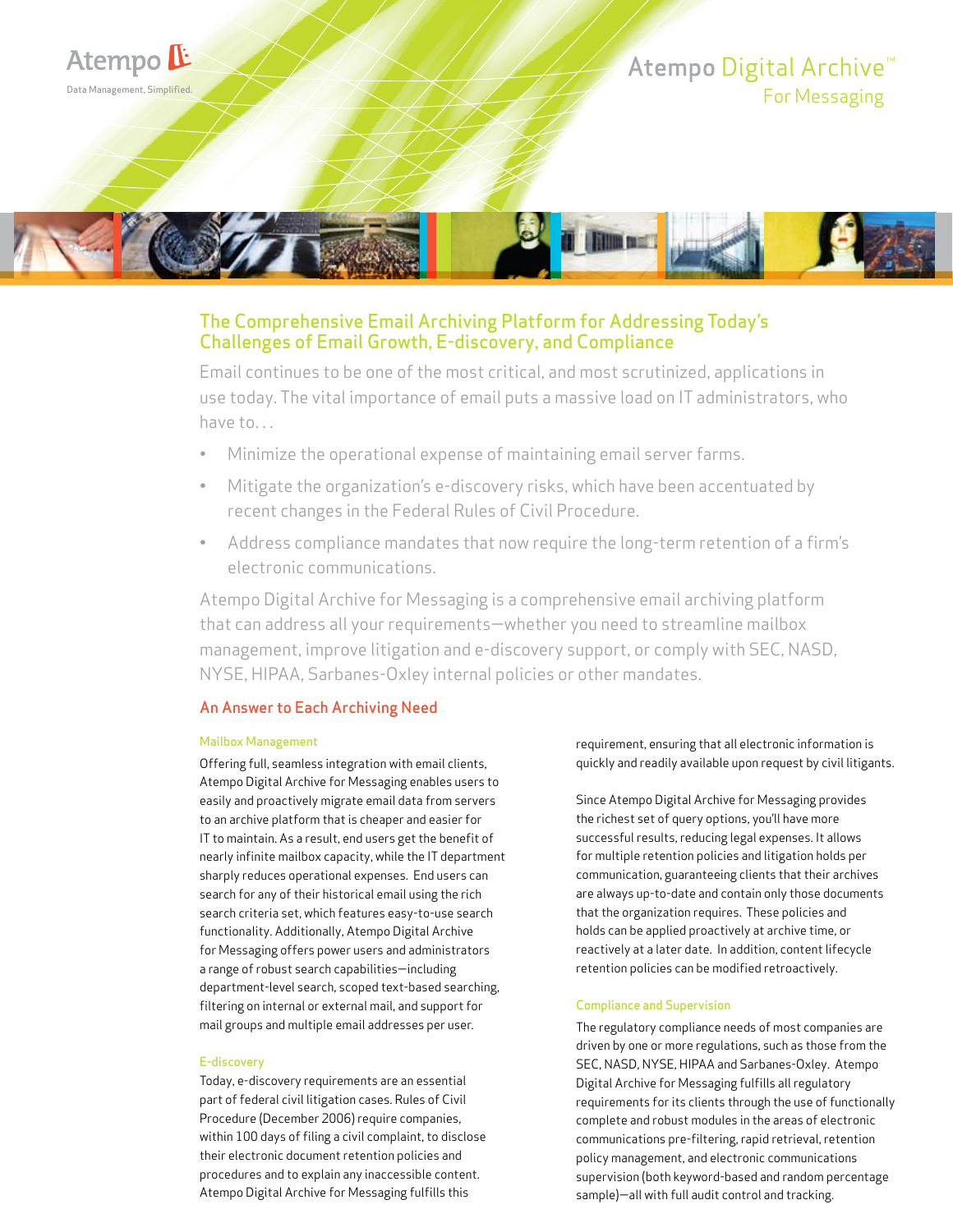Atempo

Data Management, Simplified.

# Atempo Digital Archive™ For Messaging

## The Comprehensive Email Archiving Platform for Addressing Today's Challenges of Email Growth, E-discovery, and Compliance

Email continues to be one of the most critical, and most scrutinized, applications in use today. The vital importance of email puts a massive load on IT administrators, who have to. . .

- Minimize the operational expense of maintaining email server farms.
- Mitigate the organization's e-discovery risks, which have been accentuated by recent changes in the Federal Rules of Civil Procedure.
- Address compliance mandates that now require the long-term retention of a firm's electronic communications.

Atempo Digital Archive for Messaging is a comprehensive email archiving platform that can address all your requirements—whether you need to streamline mailbox management, improve litigation and e-discovery support, or comply with SEC, NASD, NYSE, HIPAA, Sarbanes-Oxley internal policies or other mandates.

## An Answer to Each Archiving Need

### Mailbox Management

Offering full, seamless integration with email clients, Atempo Digital Archive for Messaging enables users to easily and proactively migrate email data from servers to an archive platform that is cheaper and easier for IT to maintain. As a result, end users get the benefit of nearly infinite mailbox capacity, while the IT department sharply reduces operational expenses. End users can search for any of their historical email using the rich search criteria set, which features easy-to-use search functionality. Additionally, Atempo Digital Archive for Messaging offers power users and administrators a range of robust search capabilities—including department-level search, scoped text-based searching, filtering on internal or external mail, and support for mail groups and multiple email addresses per user.

### E-discovery

Today, e-discovery requirements are an essential part of federal civil litigation cases. Rules of Civil Procedure (December 2006) require companies, within 100 days of filing a civil complaint, to disclose their electronic document retention policies and procedures and to explain any inaccessible content. Atempo Digital Archive for Messaging fulfills this requirement, ensuring that all electronic information is quickly and readily available upon request by civil litigants.

Since Atempo Digital Archive for Messaging provides the richest set of query options, you'll have more successful results, reducing legal expenses. It allows for multiple retention policies and litigation holds per communication, guaranteeing clients that their archives are always up-to-date and contain only those documents that the organization requires. These policies and holds can be applied proactively at archive time, or reactively at a later date. In addition, content lifecycle retention policies can be modified retroactively.

### Compliance and Supervision

The regulatory compliance needs of most companies are driven by one or more regulations, such as those from the SEC, NASD, NYSE, HIPAA and Sarbanes-Oxley. Atempo Digital Archive for Messaging fulfills all regulatory requirements for its clients through the use of functionally complete and robust modules in the areas of electronic communications pre-filtering, rapid retrieval, retention policy management, and electronic communications supervision (both keyword-based and random percentage sample)—all with full audit control and tracking.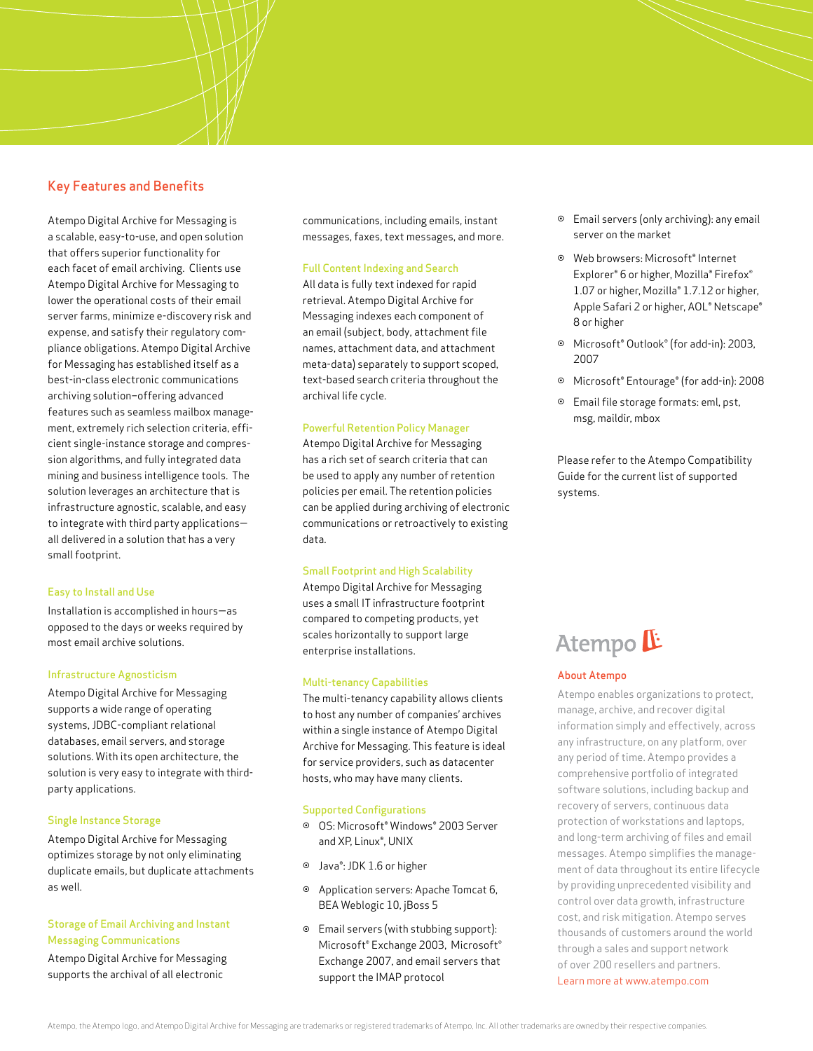## Key Features and Benefits

Atempo Digital Archive for Messaging is a scalable, easy-to-use, and open solution that offers superior functionality for each facet of email archiving. Clients use Atempo Digital Archive for Messaging to lower the operational costs of their email server farms, minimize e-discovery risk and expense, and satisfy their regulatory compliance obligations. Atempo Digital Archive for Messaging has established itself as a best-in-class electronic communications archiving solution–offering advanced features such as seamless mailbox management, extremely rich selection criteria, efficient single-instance storage and compression algorithms, and fully integrated data mining and business intelligence tools. The solution leverages an architecture that is infrastructure agnostic, scalable, and easy to integrate with third party applications—all delivered in a solution that has a very small footprint.

### Easy to Install and Use

Installation is accomplished in hours—as opposed to the days or weeks required by most email archive solutions.

### Infrastructure Agnosticism

Atempo Digital Archive for Messaging supports a wide range of operating systems, JDBC-compliant relational databases, email servers, and storage solutions. With its open architecture, the solution is very easy to integrate with third-party applications.

### Single Instance Storage

Atempo Digital Archive for Messaging optimizes storage by not only eliminating duplicate emails, but duplicate attachments as well.

### Storage of Email Archiving and Instant Messaging Communications

Atempo Digital Archive for Messaging supports the archival of all electronic communications, including emails, instant messages, faxes, text messages, and more.

### Full Content Indexing and Search

All data is fully text indexed for rapid retrieval. Atempo Digital Archive for Messaging indexes each component of an email (subject, body, attachment file names, attachment data, and attachment meta-data) separately to support scoped, text-based search criteria throughout the archival life cycle.

### Powerful Retention Policy Manager

Atempo Digital Archive for Messaging has a rich set of search criteria that can be used to apply any number of retention policies per email. The retention policies can be applied during archiving of electronic communications or retroactively to existing data.

### Small Footprint and High Scalability

Atempo Digital Archive for Messaging uses a small IT infrastructure footprint compared to competing products, yet scales horizontally to support large enterprise installations.

### Multi-tenancy Capabilities

The multi-tenancy capability allows clients to host any number of companies' archives within a single instance of Atempo Digital Archive for Messaging. This feature is ideal for service providers, such as datacenter hosts, who may have many clients.

### Supported Configurations

- OS: Microsoft® Windows® 2003 Server and XP, Linux®, UNIX
- Java®: JDK 1.6 or higher
- Application servers: Apache Tomcat 6, BEA Weblogic 10, jBoss 5
- Email servers (with stubbing support): Microsoft® Exchange 2003, Microsoft® Exchange 2007, and email servers that support the IMAP protocol
- Email servers (only archiving): any email server on the market
- Web browsers: Microsoft® Internet Explorer® 6 or higher, Mozilla® Firefox® 1.07 or higher, Mozilla® 1.7.12 or higher, Apple Safari 2 or higher, AOL® Netscape® 8 or higher
- Microsoft® Outlook® (for add-in): 2003, 2007
- Microsoft® Entourage® (for add-in): 2008
- Email file storage formats: eml, pst, msg, maildir, mbox

Please refer to the Atempo Compatibility Guide for the current list of supported systems.

Atempo

### About Atempo

Atempo enables organizations to protect, manage, archive, and recover digital information simply and effectively, across any infrastructure, on any platform, over any period of time. Atempo provides a comprehensive portfolio of integrated software solutions, including backup and recovery of servers, continuous data protection of workstations and laptops, and long-term archiving of files and email messages. Atempo simplifies the management of data throughout its entire lifecycle by providing unprecedented visibility and control over data growth, infrastructure cost, and risk mitigation. Atempo serves thousands of customers around the world through a sales and support network of over 200 resellers and partners.

Learn more at www.atempo.com

Atempo, the Atempo logo, and Atempo Digital Archive for Messaging are trademarks or registered trademarks of Atempo, Inc. All other trademarks are owned by their respective companies.